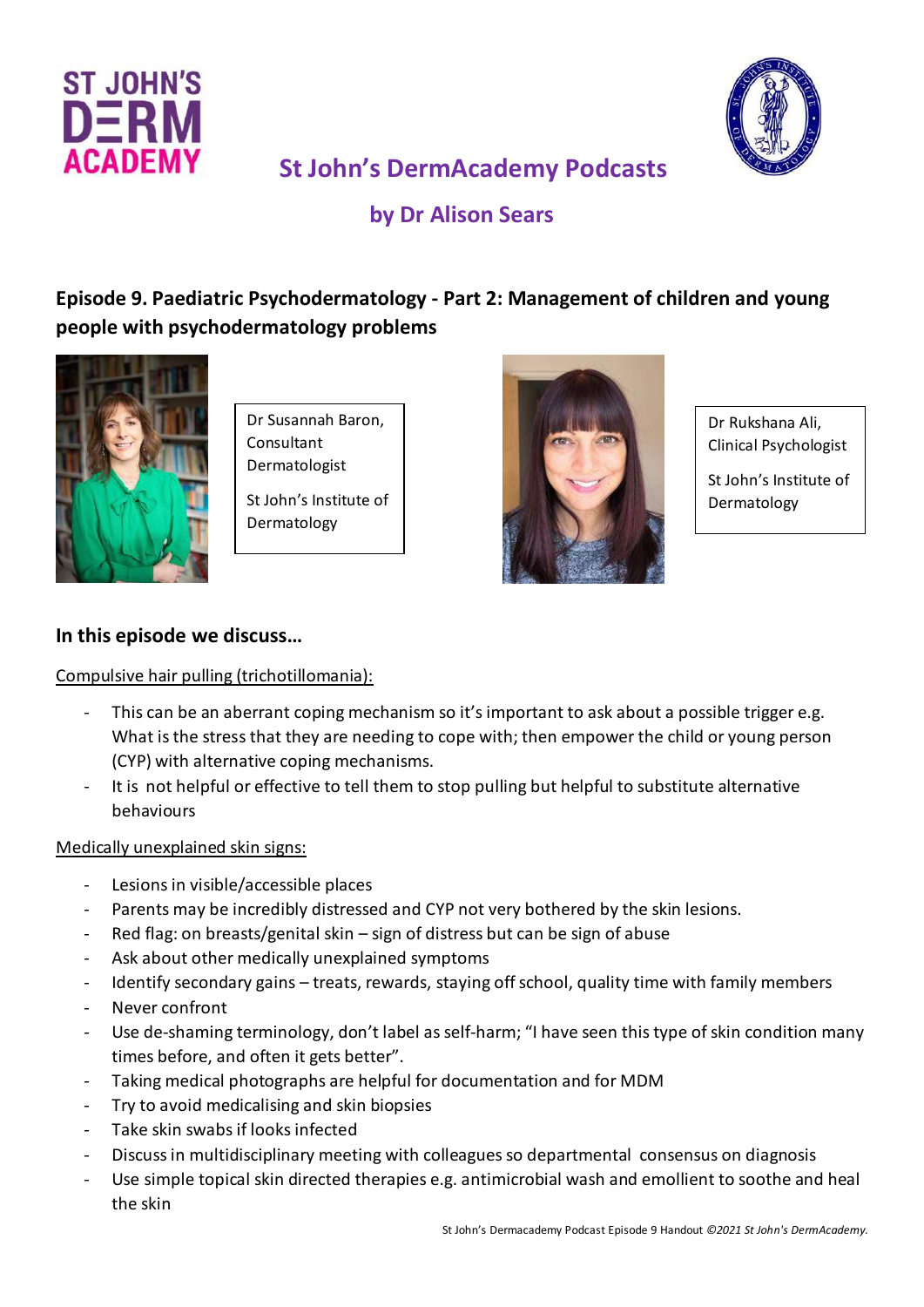# St John's DermAcademy Podcasts

## by Dr Alison Sears

## Episode 9. Paediatric Psychodermatology - Part 2: Management of children and young people with psychodermatology problems

Dr Susannah Baron, Consultant Dermatologist

St John's Institute of Dermatology

Dr Rukshana Ali, Clinical Psychologist

St John's Institute of Dermatology

### In this episode we discuss…

Compulsive hair pulling (trichotillomania):

- This can be an aberrant coping mechanism so it's important to ask about a possible trigger e.g. What is the stress that they are needing to cope with; then empower the child or young person (CYP) with alternative coping mechanisms.
- It is not helpful or effective to tell them to stop pulling but helpful to substitute alternative behaviours

Medically unexplained skin signs:

- Lesions in visible/accessible places
- Parents may be incredibly distressed and CYP not very bothered by the skin lesions.
- Red flag: on breasts/genital skin – sign of distress but can be sign of abuse
- Ask about other medically unexplained symptoms
- Identify secondary gains – treats, rewards, staying off school, quality time with family members
- Never confront
- Use de-shaming terminology, don't label as self-harm; "I have seen this type of skin condition many times before, and often it gets better".
- Taking medical photographs are helpful for documentation and for MDM
- Try to avoid medicalising and skin biopsies
- Take skin swabs if looks infected
- Discuss in multidisciplinary meeting with colleagues so departmental consensus on diagnosis
- Use simple topical skin directed therapies e.g. antimicrobial wash and emollient to soothe and heal the skin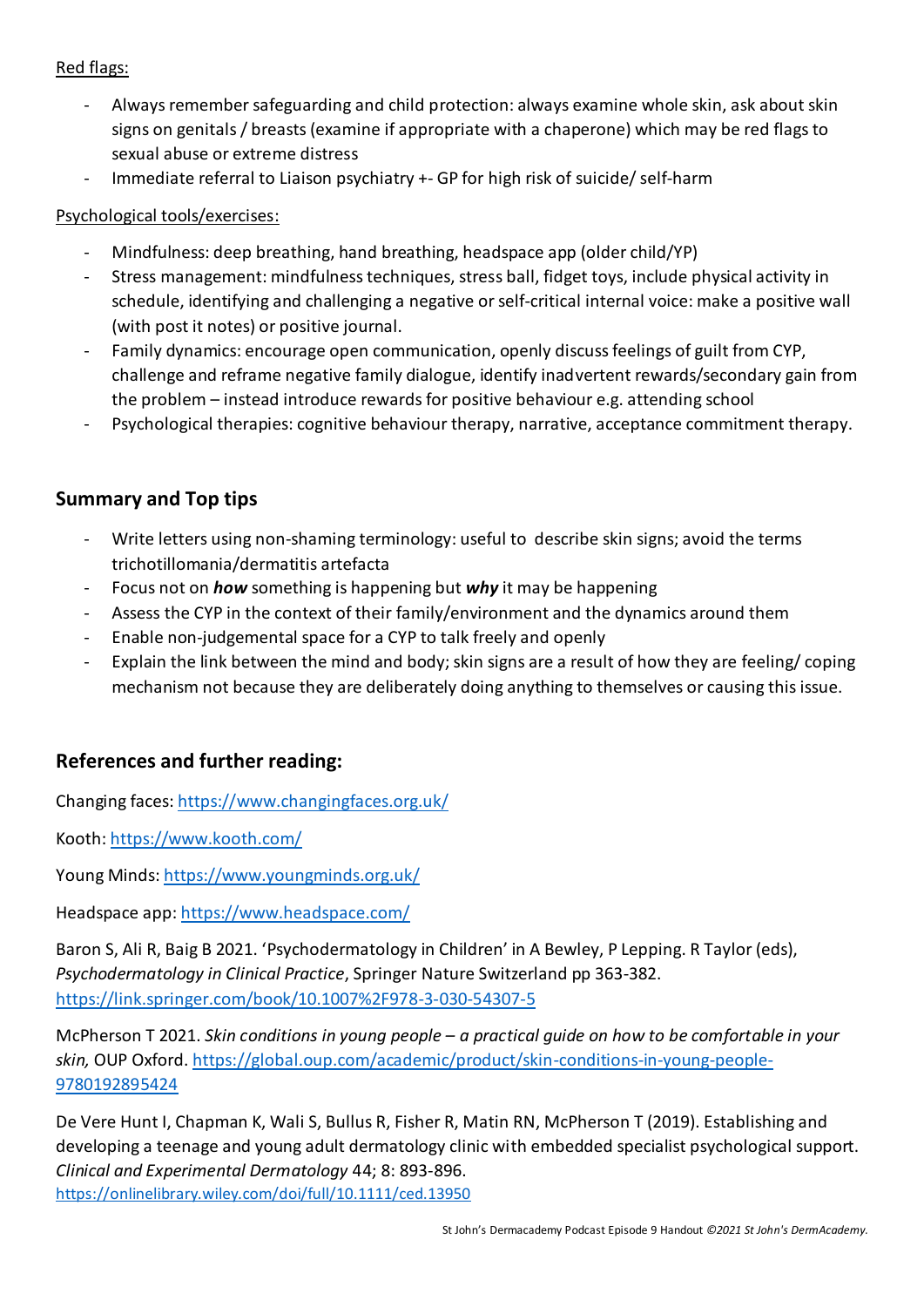Red flags:

- Always remember safeguarding and child protection: always examine whole skin, ask about skin signs on genitals / breasts (examine if appropriate with a chaperone) which may be red flags to sexual abuse or extreme distress
- Immediate referral to Liaison psychiatry +- GP for high risk of suicide/ self-harm

Psychological tools/exercises:

- Mindfulness: deep breathing, hand breathing, headspace app (older child/YP)
- Stress management: mindfulness techniques, stress ball, fidget toys, include physical activity in schedule, identifying and challenging a negative or self-critical internal voice: make a positive wall (with post it notes) or positive journal.
- Family dynamics: encourage open communication, openly discuss feelings of guilt from CYP, challenge and reframe negative family dialogue, identify inadvertent rewards/secondary gain from the problem – instead introduce rewards for positive behaviour e.g. attending school
- Psychological therapies: cognitive behaviour therapy, narrative, acceptance commitment therapy.

## Summary and Top tips

- Write letters using non-shaming terminology: useful to describe skin signs; avoid the terms trichotillomania/dermatitis artefacta
- Focus not on ***how*** something is happening but ***why*** it may be happening
- Assess the CYP in the context of their family/environment and the dynamics around them
- Enable non-judgemental space for a CYP to talk freely and openly
- Explain the link between the mind and body; skin signs are a result of how they are feeling/ coping mechanism not because they are deliberately doing anything to themselves or causing this issue.

## References and further reading:

Changing faces: https://www.changingfaces.org.uk/

Kooth: https://www.kooth.com/

Young Minds: https://www.youngminds.org.uk/

Headspace app: https://www.headspace.com/

Baron S, Ali R, Baig B 2021. 'Psychodermatology in Children' in A Bewley, P Lepping. R Taylor (eds), *Psychodermatology in Clinical Practice*, Springer Nature Switzerland pp 363-382. https://link.springer.com/book/10.1007%2F978-3-030-54307-5

McPherson T 2021. *Skin conditions in young people – a practical guide on how to be comfortable in your skin,* OUP Oxford. https://global.oup.com/academic/product/skin-conditions-in-young-people-9780192895424

De Vere Hunt I, Chapman K, Wali S, Bullus R, Fisher R, Matin RN, McPherson T (2019). Establishing and developing a teenage and young adult dermatology clinic with embedded specialist psychological support. *Clinical and Experimental Dermatology* 44; 8: 893-896. https://onlinelibrary.wiley.com/doi/full/10.1111/ced.13950

St John's Dermacademy Podcast Episode 9 Handout *©2021 St John's DermAcademy.*